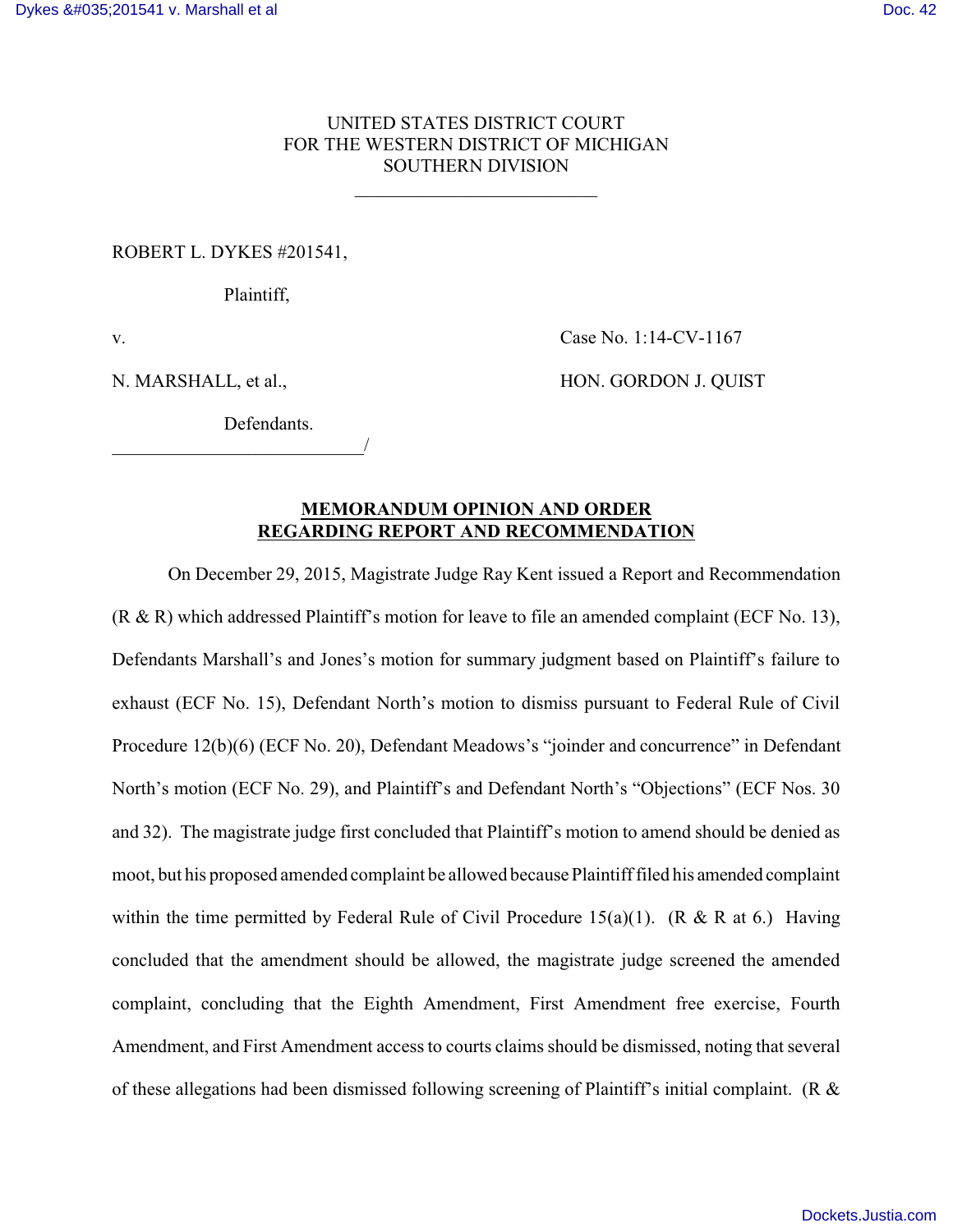UNITED STATES DISTRICT COURT
FOR THE WESTERN DISTRICT OF MICHIGAN
SOUTHERN DIVISION

---

ROBERT L. DYKES #201541,

Plaintiff,

v. Case No. 1:14-CV-1167

N. MARSHALL, et al., HON. GORDON J. QUIST

Defendants.

_____________________________/

## MEMORANDUM OPINION AND ORDER REGARDING REPORT AND RECOMMENDATION

On December 29, 2015, Magistrate Judge Ray Kent issued a Report and Recommendation (R & R) which addressed Plaintiff's motion for leave to file an amended complaint (ECF No. 13), Defendants Marshall's and Jones's motion for summary judgment based on Plaintiff's failure to exhaust (ECF No. 15), Defendant North's motion to dismiss pursuant to Federal Rule of Civil Procedure 12(b)(6) (ECF No. 20), Defendant Meadows's "joinder and concurrence" in Defendant North's motion (ECF No. 29), and Plaintiff's and Defendant North's "Objections" (ECF Nos. 30 and 32). The magistrate judge first concluded that Plaintiff's motion to amend should be denied as moot, but his proposed amended complaint be allowed because Plaintiff filed his amended complaint within the time permitted by Federal Rule of Civil Procedure 15(a)(1). (R & R at 6.) Having concluded that the amendment should be allowed, the magistrate judge screened the amended complaint, concluding that the Eighth Amendment, First Amendment free exercise, Fourth Amendment, and First Amendment access to courts claims should be dismissed, noting that several of these allegations had been dismissed following screening of Plaintiff's initial complaint. (R &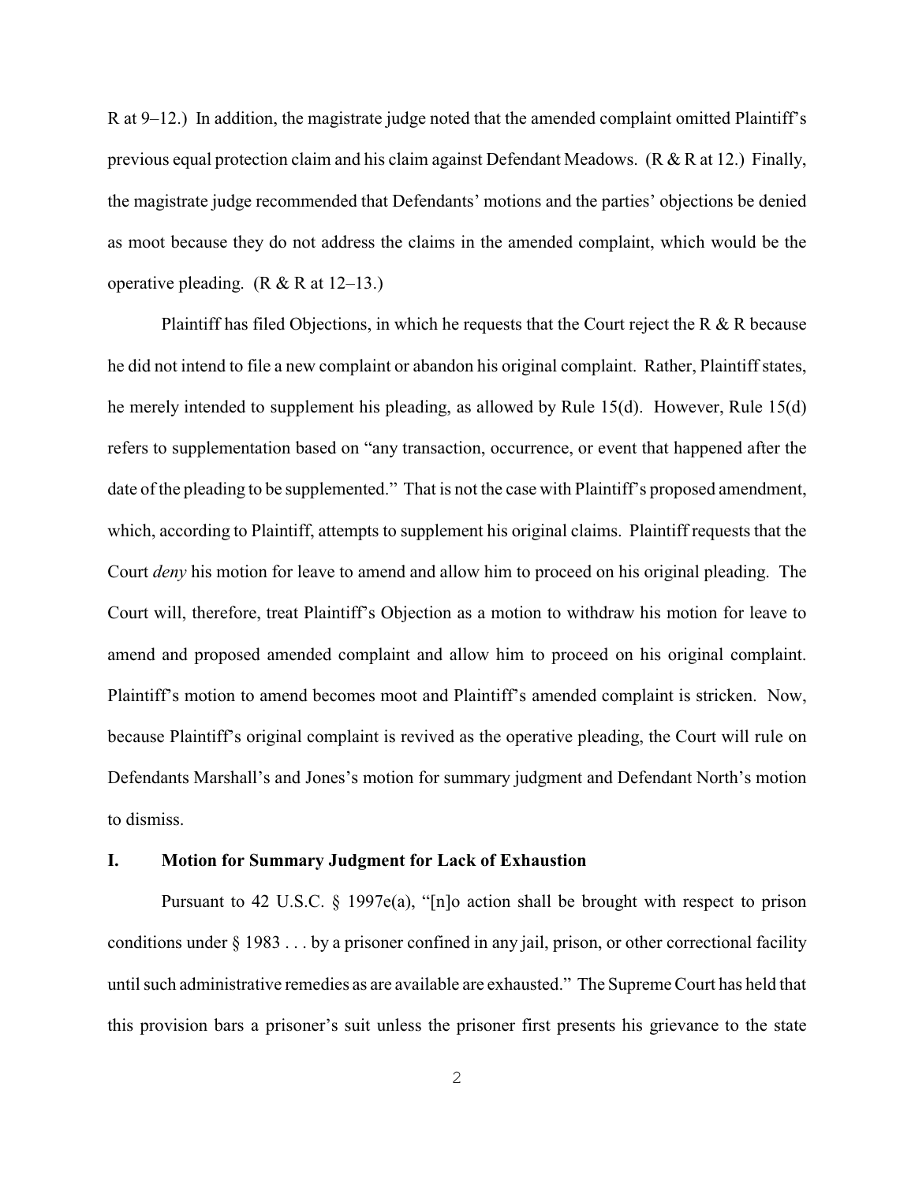R at 9–12.) In addition, the magistrate judge noted that the amended complaint omitted Plaintiff's previous equal protection claim and his claim against Defendant Meadows. (R & R at 12.) Finally, the magistrate judge recommended that Defendants' motions and the parties' objections be denied as moot because they do not address the claims in the amended complaint, which would be the operative pleading. (R & R at 12–13.)

Plaintiff has filed Objections, in which he requests that the Court reject the R & R because he did not intend to file a new complaint or abandon his original complaint. Rather, Plaintiff states, he merely intended to supplement his pleading, as allowed by Rule 15(d). However, Rule 15(d) refers to supplementation based on "any transaction, occurrence, or event that happened after the date of the pleading to be supplemented." That is not the case with Plaintiff's proposed amendment, which, according to Plaintiff, attempts to supplement his original claims. Plaintiff requests that the Court *deny* his motion for leave to amend and allow him to proceed on his original pleading. The Court will, therefore, treat Plaintiff's Objection as a motion to withdraw his motion for leave to amend and proposed amended complaint and allow him to proceed on his original complaint. Plaintiff's motion to amend becomes moot and Plaintiff's amended complaint is stricken. Now, because Plaintiff's original complaint is revived as the operative pleading, the Court will rule on Defendants Marshall's and Jones's motion for summary judgment and Defendant North's motion to dismiss.

## I. Motion for Summary Judgment for Lack of Exhaustion

Pursuant to 42 U.S.C. § 1997e(a), "[n]o action shall be brought with respect to prison conditions under § 1983 . . . by a prisoner confined in any jail, prison, or other correctional facility until such administrative remedies as are available are exhausted." The Supreme Court has held that this provision bars a prisoner's suit unless the prisoner first presents his grievance to the state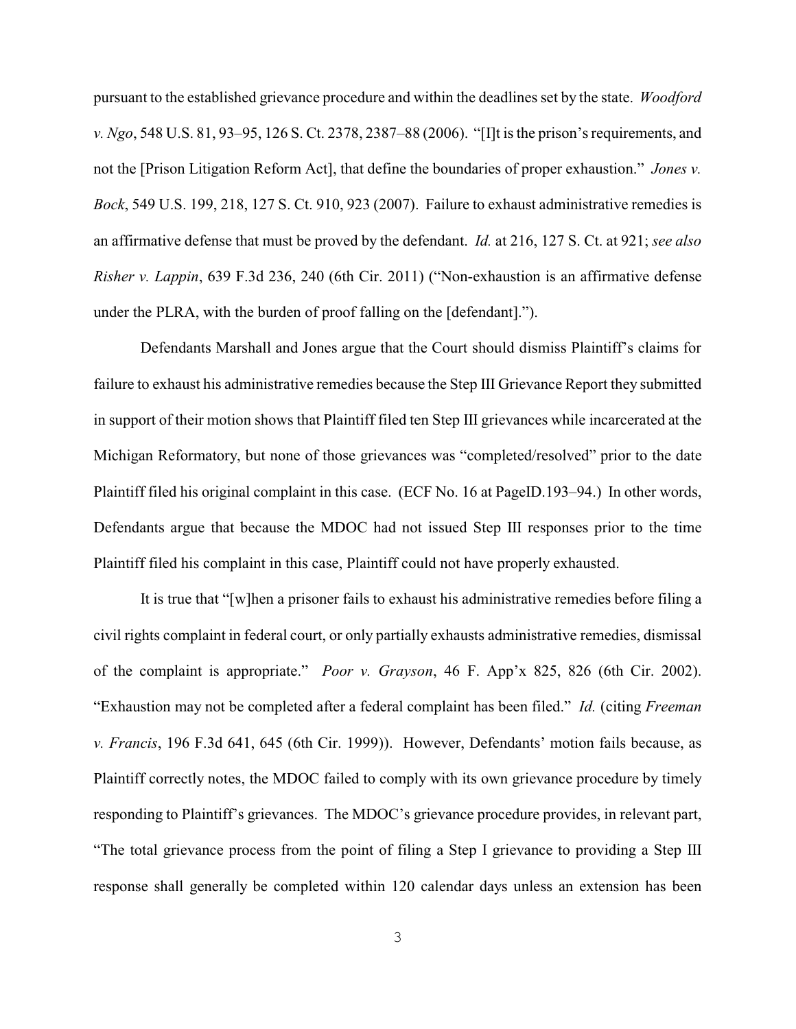pursuant to the established grievance procedure and within the deadlines set by the state. *Woodford v. Ngo*, 548 U.S. 81, 93–95, 126 S. Ct. 2378, 2387–88 (2006). "[I]t is the prison's requirements, and not the [Prison Litigation Reform Act], that define the boundaries of proper exhaustion." *Jones v. Bock*, 549 U.S. 199, 218, 127 S. Ct. 910, 923 (2007). Failure to exhaust administrative remedies is an affirmative defense that must be proved by the defendant. *Id.* at 216, 127 S. Ct. at 921; *see also Risher v. Lappin*, 639 F.3d 236, 240 (6th Cir. 2011) ("Non-exhaustion is an affirmative defense under the PLRA, with the burden of proof falling on the [defendant].").

Defendants Marshall and Jones argue that the Court should dismiss Plaintiff's claims for failure to exhaust his administrative remedies because the Step III Grievance Report they submitted in support of their motion shows that Plaintiff filed ten Step III grievances while incarcerated at the Michigan Reformatory, but none of those grievances was "completed/resolved" prior to the date Plaintiff filed his original complaint in this case. (ECF No. 16 at PageID.193–94.) In other words, Defendants argue that because the MDOC had not issued Step III responses prior to the time Plaintiff filed his complaint in this case, Plaintiff could not have properly exhausted.

It is true that "[w]hen a prisoner fails to exhaust his administrative remedies before filing a civil rights complaint in federal court, or only partially exhausts administrative remedies, dismissal of the complaint is appropriate." *Poor v. Grayson*, 46 F. App'x 825, 826 (6th Cir. 2002). "Exhaustion may not be completed after a federal complaint has been filed." *Id.* (citing *Freeman v. Francis*, 196 F.3d 641, 645 (6th Cir. 1999)). However, Defendants' motion fails because, as Plaintiff correctly notes, the MDOC failed to comply with its own grievance procedure by timely responding to Plaintiff's grievances. The MDOC's grievance procedure provides, in relevant part, "The total grievance process from the point of filing a Step I grievance to providing a Step III response shall generally be completed within 120 calendar days unless an extension has been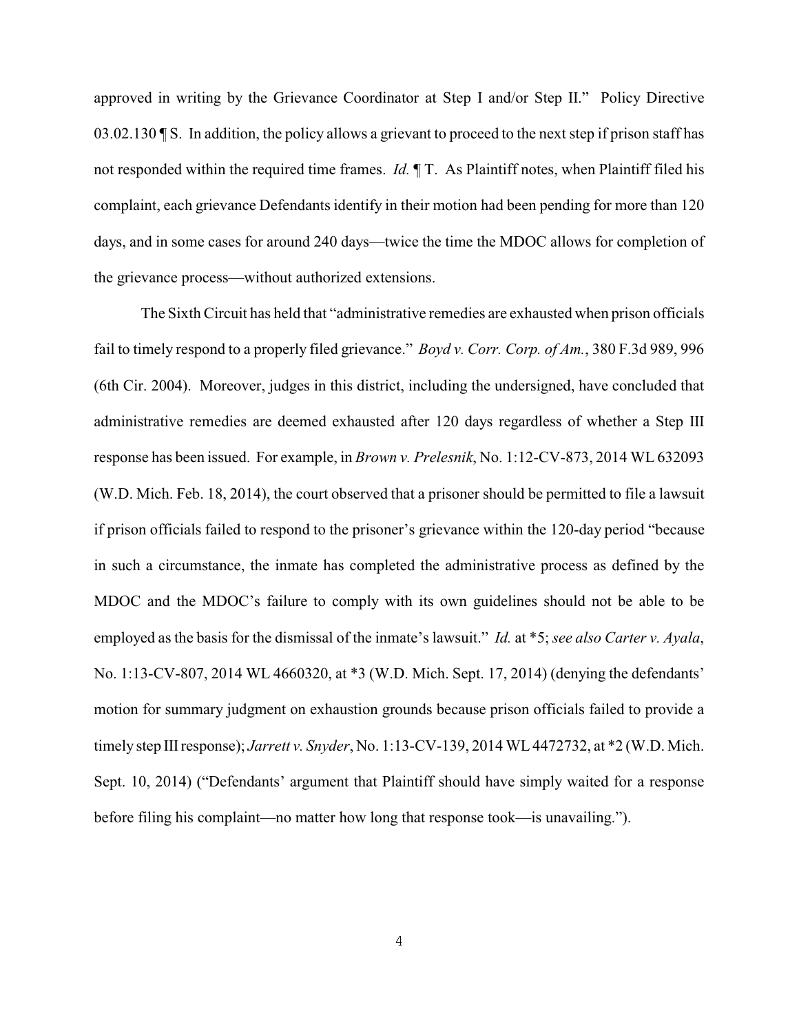approved in writing by the Grievance Coordinator at Step I and/or Step II." Policy Directive 03.02.130 ¶ S. In addition, the policy allows a grievant to proceed to the next step if prison staff has not responded within the required time frames. *Id.* ¶ T. As Plaintiff notes, when Plaintiff filed his complaint, each grievance Defendants identify in their motion had been pending for more than 120 days, and in some cases for around 240 days—twice the time the MDOC allows for completion of the grievance process—without authorized extensions.

The Sixth Circuit has held that "administrative remedies are exhausted when prison officials fail to timely respond to a properly filed grievance." *Boyd v. Corr. Corp. of Am.*, 380 F.3d 989, 996 (6th Cir. 2004). Moreover, judges in this district, including the undersigned, have concluded that administrative remedies are deemed exhausted after 120 days regardless of whether a Step III response has been issued. For example, in *Brown v. Prelesnik*, No. 1:12-CV-873, 2014 WL 632093 (W.D. Mich. Feb. 18, 2014), the court observed that a prisoner should be permitted to file a lawsuit if prison officials failed to respond to the prisoner's grievance within the 120-day period "because in such a circumstance, the inmate has completed the administrative process as defined by the MDOC and the MDOC's failure to comply with its own guidelines should not be able to be employed as the basis for the dismissal of the inmate's lawsuit." *Id.* at *5; *see also Carter v. Ayala*, No. 1:13-CV-807, 2014 WL 4660320, at *3 (W.D. Mich. Sept. 17, 2014) (denying the defendants' motion for summary judgment on exhaustion grounds because prison officials failed to provide a timely step III response); *Jarrett v. Snyder*, No. 1:13-CV-139, 2014 WL 4472732, at *2 (W.D. Mich. Sept. 10, 2014) ("Defendants' argument that Plaintiff should have simply waited for a response before filing his complaint—no matter how long that response took—is unavailing.").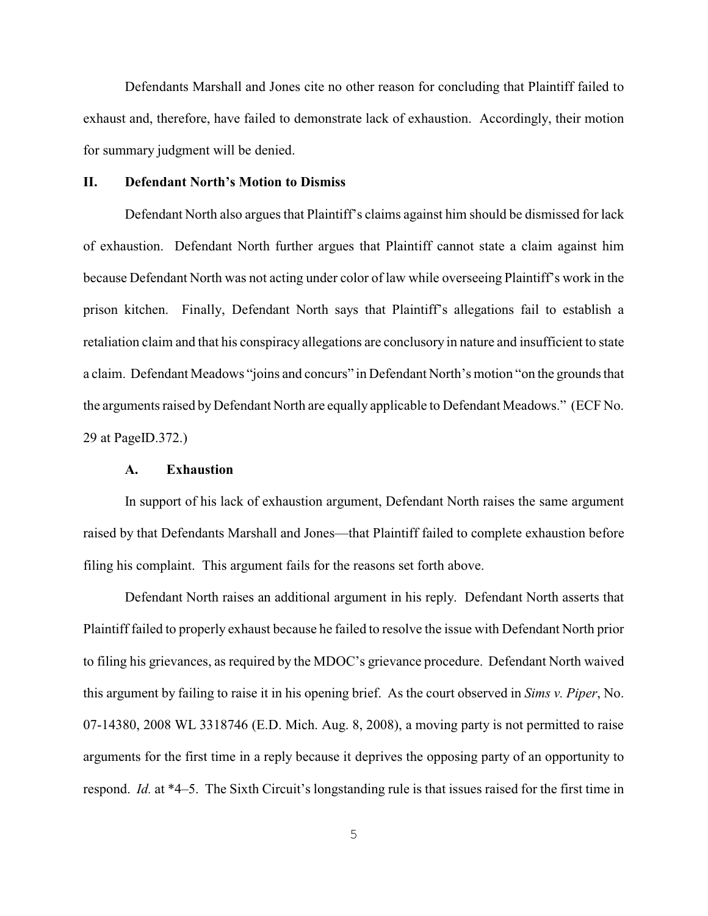Defendants Marshall and Jones cite no other reason for concluding that Plaintiff failed to exhaust and, therefore, have failed to demonstrate lack of exhaustion. Accordingly, their motion for summary judgment will be denied.

## II. Defendant North's Motion to Dismiss

Defendant North also argues that Plaintiff's claims against him should be dismissed for lack of exhaustion. Defendant North further argues that Plaintiff cannot state a claim against him because Defendant North was not acting under color of law while overseeing Plaintiff's work in the prison kitchen. Finally, Defendant North says that Plaintiff's allegations fail to establish a retaliation claim and that his conspiracy allegations are conclusory in nature and insufficient to state a claim. Defendant Meadows "joins and concurs" in Defendant North's motion "on the grounds that the arguments raised by Defendant North are equally applicable to Defendant Meadows." (ECF No. 29 at PageID.372.)

### A. Exhaustion

In support of his lack of exhaustion argument, Defendant North raises the same argument raised by that Defendants Marshall and Jones—that Plaintiff failed to complete exhaustion before filing his complaint. This argument fails for the reasons set forth above.

Defendant North raises an additional argument in his reply. Defendant North asserts that Plaintiff failed to properly exhaust because he failed to resolve the issue with Defendant North prior to filing his grievances, as required by the MDOC's grievance procedure. Defendant North waived this argument by failing to raise it in his opening brief. As the court observed in *Sims v. Piper*, No. 07-14380, 2008 WL 3318746 (E.D. Mich. Aug. 8, 2008), a moving party is not permitted to raise arguments for the first time in a reply because it deprives the opposing party of an opportunity to respond. *Id.* at *4–5. The Sixth Circuit's longstanding rule is that issues raised for the first time in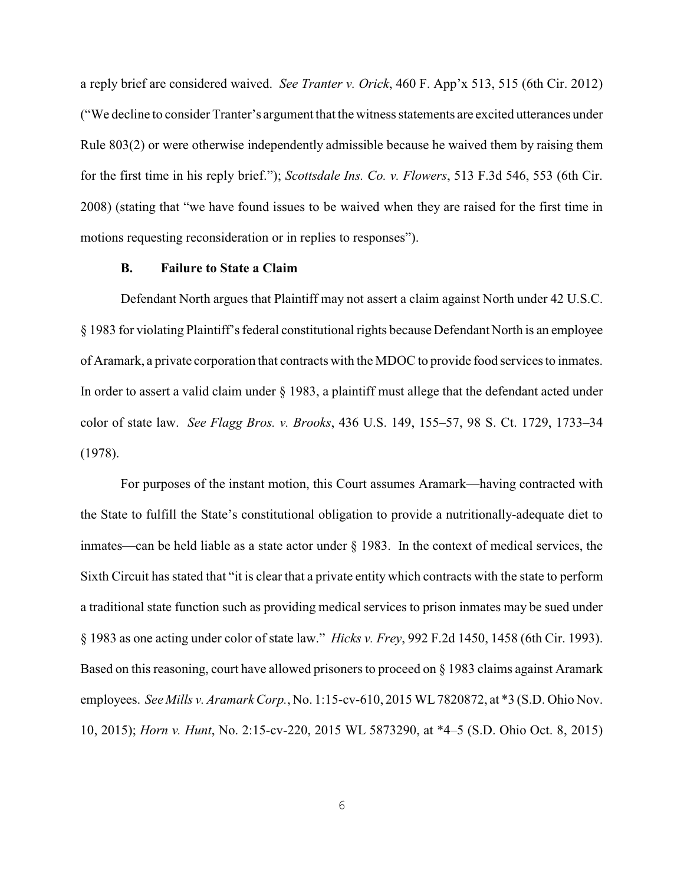a reply brief are considered waived. *See Tranter v. Orick*, 460 F. App'x 513, 515 (6th Cir. 2012) ("We decline to consider Tranter's argument that the witness statements are excited utterances under Rule 803(2) or were otherwise independently admissible because he waived them by raising them for the first time in his reply brief."); *Scottsdale Ins. Co. v. Flowers*, 513 F.3d 546, 553 (6th Cir. 2008) (stating that "we have found issues to be waived when they are raised for the first time in motions requesting reconsideration or in replies to responses").

### B. Failure to State a Claim

Defendant North argues that Plaintiff may not assert a claim against North under 42 U.S.C. § 1983 for violating Plaintiff's federal constitutional rights because Defendant North is an employee of Aramark, a private corporation that contracts with the MDOC to provide food services to inmates. In order to assert a valid claim under § 1983, a plaintiff must allege that the defendant acted under color of state law. *See Flagg Bros. v. Brooks*, 436 U.S. 149, 155–57, 98 S. Ct. 1729, 1733–34 (1978).

For purposes of the instant motion, this Court assumes Aramark—having contracted with the State to fulfill the State's constitutional obligation to provide a nutritionally-adequate diet to inmates—can be held liable as a state actor under § 1983. In the context of medical services, the Sixth Circuit has stated that "it is clear that a private entity which contracts with the state to perform a traditional state function such as providing medical services to prison inmates may be sued under § 1983 as one acting under color of state law." *Hicks v. Frey*, 992 F.2d 1450, 1458 (6th Cir. 1993). Based on this reasoning, court have allowed prisoners to proceed on § 1983 claims against Aramark employees. *See Mills v. Aramark Corp.*, No. 1:15-cv-610, 2015 WL 7820872, at *3 (S.D. Ohio Nov. 10, 2015); *Horn v. Hunt*, No. 2:15-cv-220, 2015 WL 5873290, at *4–5 (S.D. Ohio Oct. 8, 2015)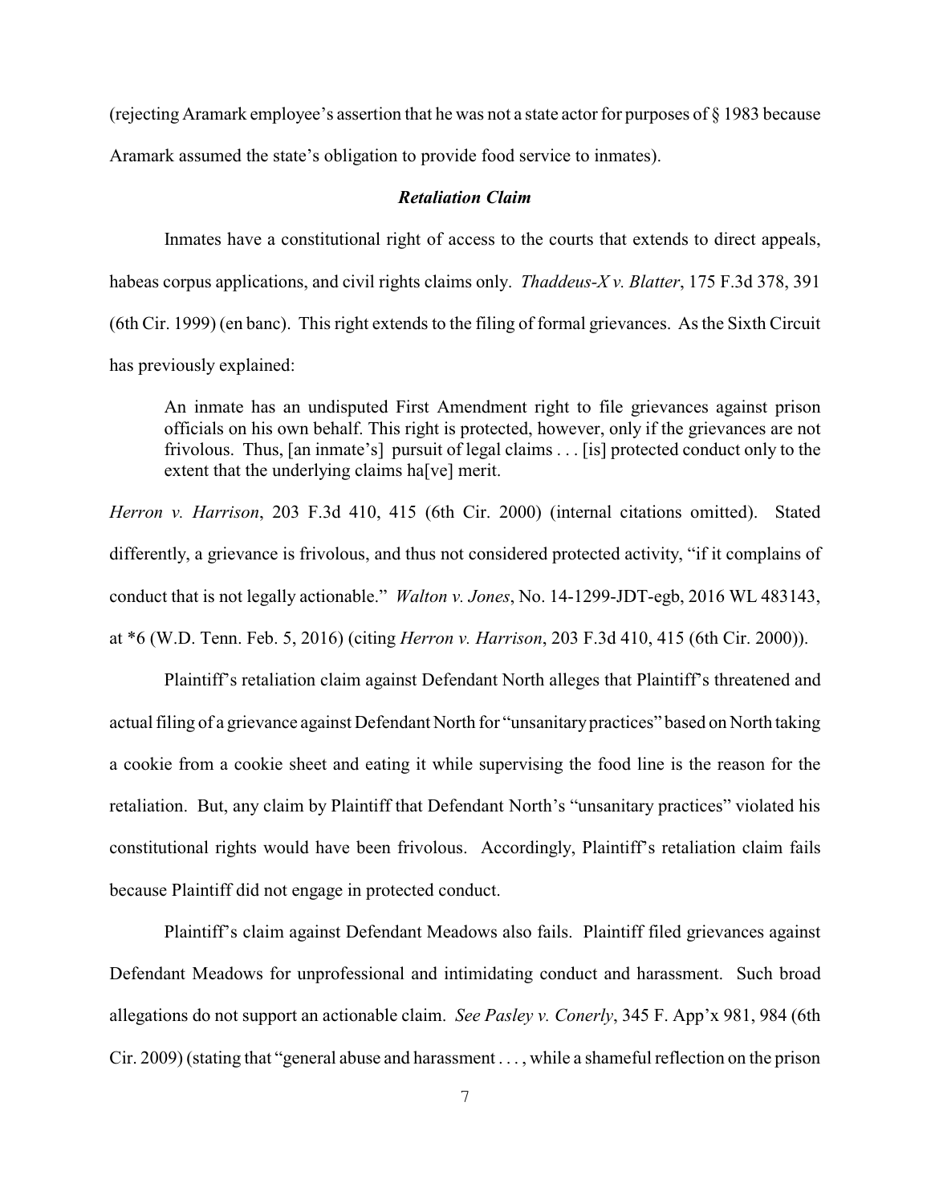(rejecting Aramark employee's assertion that he was not a state actor for purposes of § 1983 because Aramark assumed the state's obligation to provide food service to inmates).

### *Retaliation Claim*

Inmates have a constitutional right of access to the courts that extends to direct appeals, habeas corpus applications, and civil rights claims only. *Thaddeus-X v. Blatter*, 175 F.3d 378, 391 (6th Cir. 1999) (en banc). This right extends to the filing of formal grievances. As the Sixth Circuit has previously explained:

> An inmate has an undisputed First Amendment right to file grievances against prison officials on his own behalf. This right is protected, however, only if the grievances are not frivolous. Thus, [an inmate's] pursuit of legal claims . . . [is] protected conduct only to the extent that the underlying claims ha[ve] merit.

*Herron v. Harrison*, 203 F.3d 410, 415 (6th Cir. 2000) (internal citations omitted). Stated differently, a grievance is frivolous, and thus not considered protected activity, "if it complains of conduct that is not legally actionable." *Walton v. Jones*, No. 14-1299-JDT-egb, 2016 WL 483143, at *6 (W.D. Tenn. Feb. 5, 2016) (citing *Herron v. Harrison*, 203 F.3d 410, 415 (6th Cir. 2000)).

Plaintiff's retaliation claim against Defendant North alleges that Plaintiff's threatened and actual filing of a grievance against Defendant North for "unsanitary practices" based on North taking a cookie from a cookie sheet and eating it while supervising the food line is the reason for the retaliation. But, any claim by Plaintiff that Defendant North's "unsanitary practices" violated his constitutional rights would have been frivolous. Accordingly, Plaintiff's retaliation claim fails because Plaintiff did not engage in protected conduct.

Plaintiff's claim against Defendant Meadows also fails. Plaintiff filed grievances against Defendant Meadows for unprofessional and intimidating conduct and harassment. Such broad allegations do not support an actionable claim. *See Pasley v. Conerly*, 345 F. App'x 981, 984 (6th Cir. 2009) (stating that "general abuse and harassment . . . , while a shameful reflection on the prison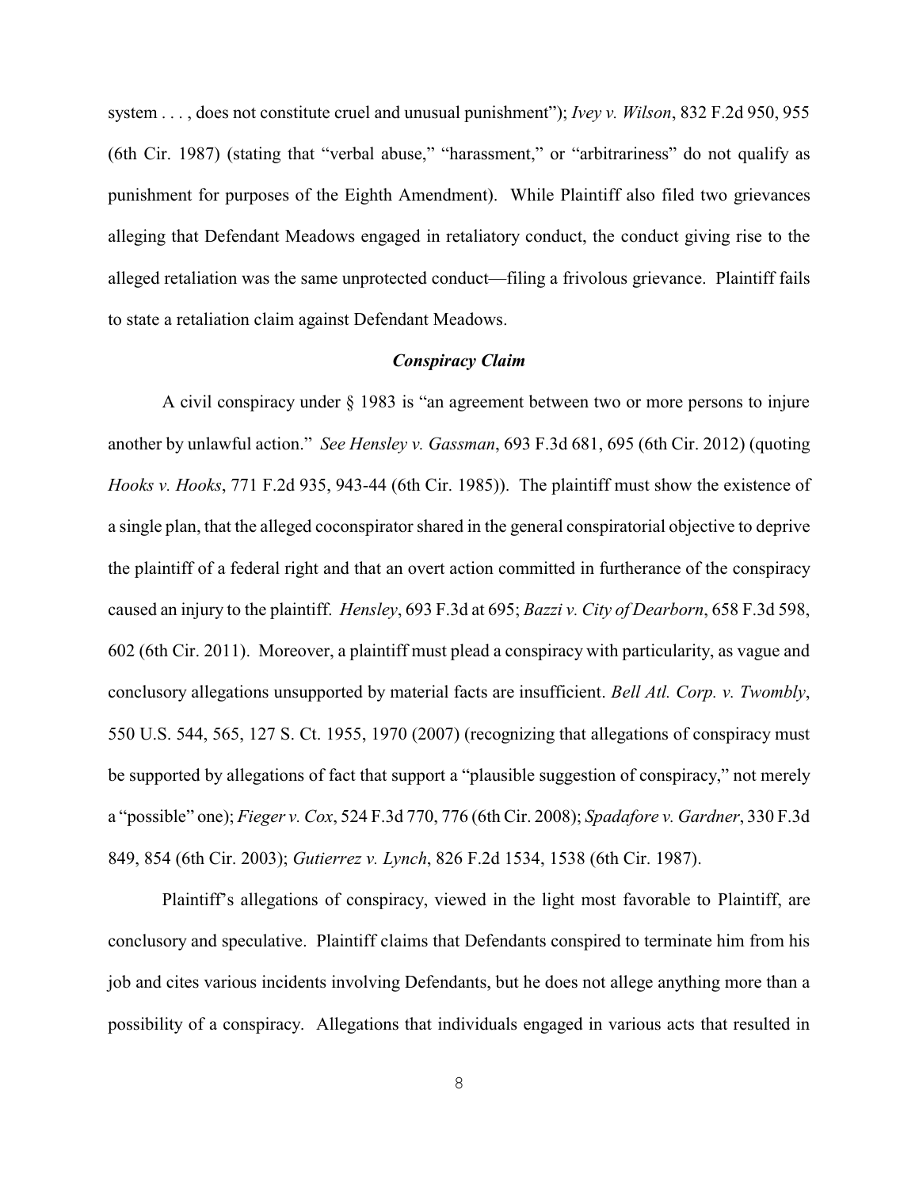system . . . , does not constitute cruel and unusual punishment"); *Ivey v. Wilson*, 832 F.2d 950, 955 (6th Cir. 1987) (stating that "verbal abuse," "harassment," or "arbitrariness" do not qualify as punishment for purposes of the Eighth Amendment). While Plaintiff also filed two grievances alleging that Defendant Meadows engaged in retaliatory conduct, the conduct giving rise to the alleged retaliation was the same unprotected conduct—filing a frivolous grievance. Plaintiff fails to state a retaliation claim against Defendant Meadows.

### *Conspiracy Claim*

A civil conspiracy under § 1983 is "an agreement between two or more persons to injure another by unlawful action." *See Hensley v. Gassman*, 693 F.3d 681, 695 (6th Cir. 2012) (quoting *Hooks v. Hooks*, 771 F.2d 935, 943-44 (6th Cir. 1985)). The plaintiff must show the existence of a single plan, that the alleged coconspirator shared in the general conspiratorial objective to deprive the plaintiff of a federal right and that an overt action committed in furtherance of the conspiracy caused an injury to the plaintiff. *Hensley*, 693 F.3d at 695; *Bazzi v. City of Dearborn*, 658 F.3d 598, 602 (6th Cir. 2011). Moreover, a plaintiff must plead a conspiracy with particularity, as vague and conclusory allegations unsupported by material facts are insufficient. *Bell Atl. Corp. v. Twombly*, 550 U.S. 544, 565, 127 S. Ct. 1955, 1970 (2007) (recognizing that allegations of conspiracy must be supported by allegations of fact that support a "plausible suggestion of conspiracy," not merely a "possible" one); *Fieger v. Cox*, 524 F.3d 770, 776 (6th Cir. 2008); *Spadafore v. Gardner*, 330 F.3d 849, 854 (6th Cir. 2003); *Gutierrez v. Lynch*, 826 F.2d 1534, 1538 (6th Cir. 1987).

Plaintiff's allegations of conspiracy, viewed in the light most favorable to Plaintiff, are conclusory and speculative. Plaintiff claims that Defendants conspired to terminate him from his job and cites various incidents involving Defendants, but he does not allege anything more than a possibility of a conspiracy. Allegations that individuals engaged in various acts that resulted in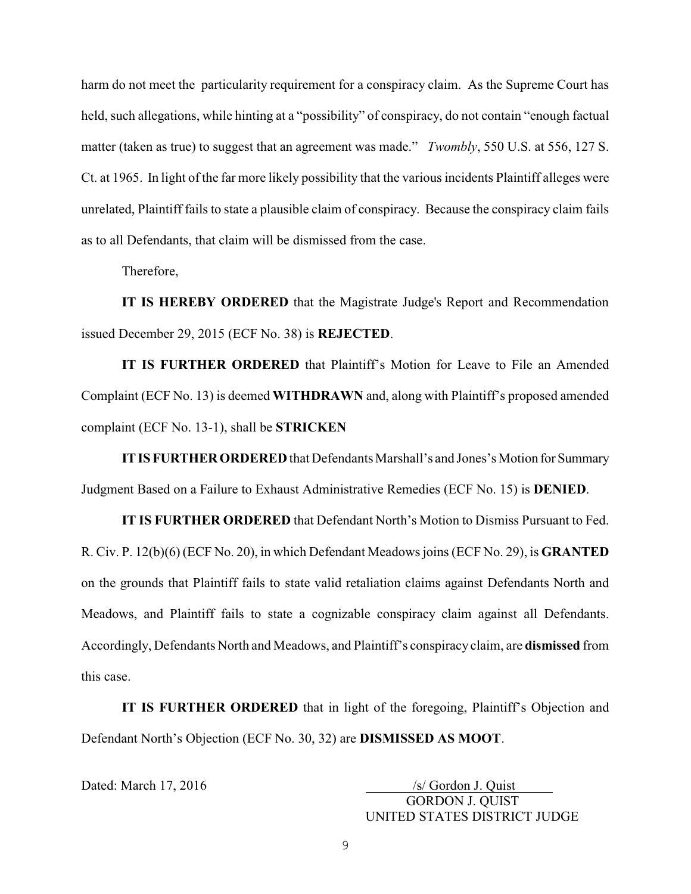harm do not meet the particularity requirement for a conspiracy claim. As the Supreme Court has held, such allegations, while hinting at a "possibility" of conspiracy, do not contain "enough factual matter (taken as true) to suggest that an agreement was made." *Twombly*, 550 U.S. at 556, 127 S. Ct. at 1965. In light of the far more likely possibility that the various incidents Plaintiff alleges were unrelated, Plaintiff fails to state a plausible claim of conspiracy. Because the conspiracy claim fails as to all Defendants, that claim will be dismissed from the case.

Therefore,

**IT IS HEREBY ORDERED** that the Magistrate Judge's Report and Recommendation issued December 29, 2015 (ECF No. 38) is **REJECTED**.

**IT IS FURTHER ORDERED** that Plaintiff's Motion for Leave to File an Amended Complaint (ECF No. 13) is deemed **WITHDRAWN** and, along with Plaintiff's proposed amended complaint (ECF No. 13-1), shall be **STRICKEN**

**IT IS FURTHER ORDERED** that Defendants Marshall's and Jones's Motion for Summary Judgment Based on a Failure to Exhaust Administrative Remedies (ECF No. 15) is **DENIED**.

**IT IS FURTHER ORDERED** that Defendant North's Motion to Dismiss Pursuant to Fed. R. Civ. P. 12(b)(6) (ECF No. 20), in which Defendant Meadows joins (ECF No. 29), is **GRANTED** on the grounds that Plaintiff fails to state valid retaliation claims against Defendants North and Meadows, and Plaintiff fails to state a cognizable conspiracy claim against all Defendants. Accordingly, Defendants North and Meadows, and Plaintiff's conspiracy claim, are **dismissed** from this case.

**IT IS FURTHER ORDERED** that in light of the foregoing, Plaintiff's Objection and Defendant North's Objection (ECF No. 30, 32) are **DISMISSED AS MOOT**.

Dated: March 17, 2016

/s/ Gordon J. Quist
GORDON J. QUIST
UNITED STATES DISTRICT JUDGE